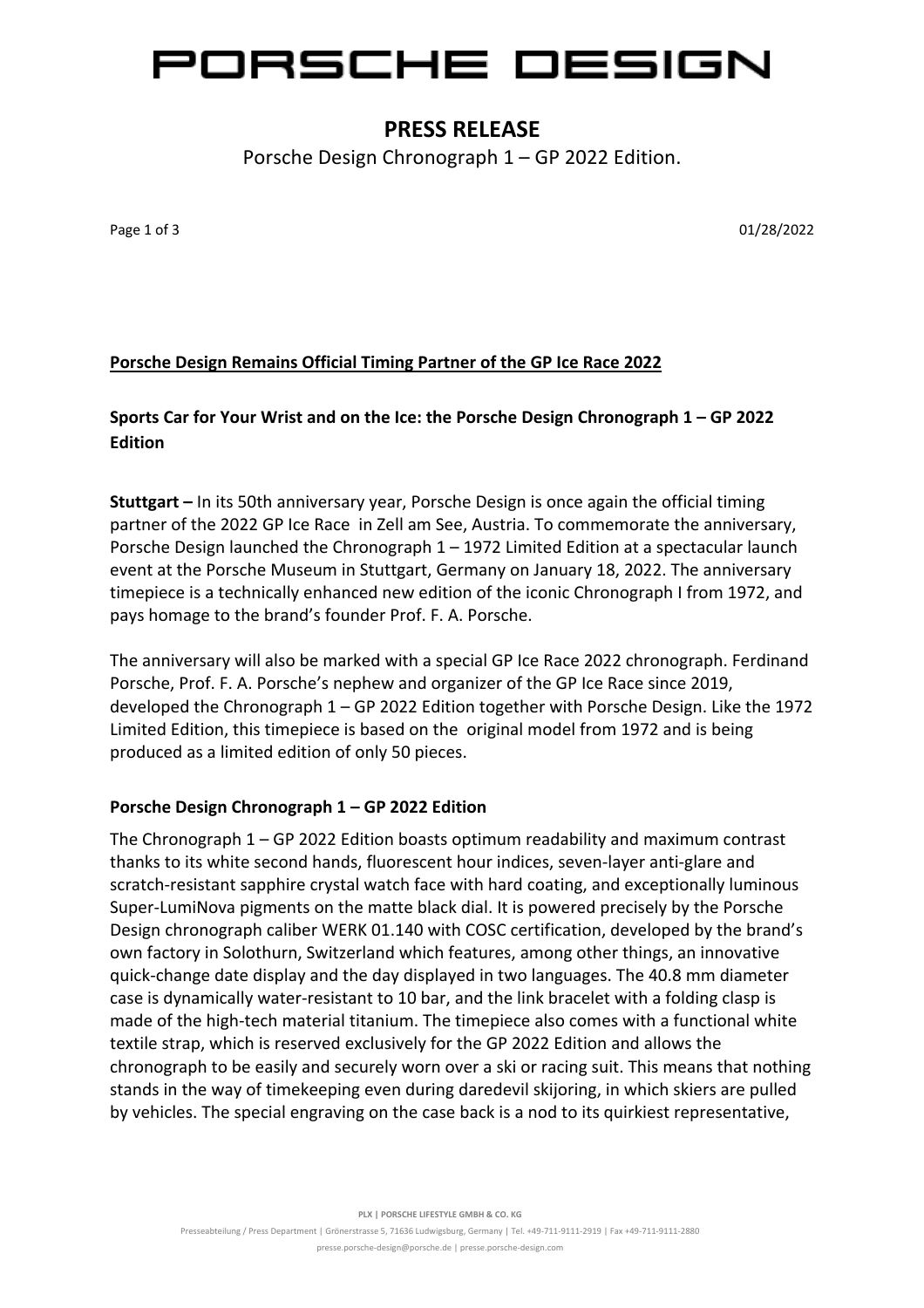# PORSCHE DESIGN

## PRESS RELEASE

Porsche Design Chronograph 1 – GP 2022 Edition.

01/28/2022

**Porsche Design Remains Official Timing Partner of the GP Ice Race 2022**

### Sports Car for Your Wrist and on the Ice: the Porsche Design Chronograph 1 – GP 2022 Edition

**Stuttgart –** In its 50th anniversary year, Porsche Design is once again the official timing partner of the 2022 GP Ice Race in Zell am See, Austria. To commemorate the anniversary, Porsche Design launched the Chronograph 1 – 1972 Limited Edition at a spectacular launch event at the Porsche Museum in Stuttgart, Germany on January 18, 2022. The anniversary timepiece is a technically enhanced new edition of the iconic Chronograph I from 1972, and pays homage to the brand's founder Prof. F. A. Porsche.

The anniversary will also be marked with a special GP Ice Race 2022 chronograph. Ferdinand Porsche, Prof. F. A. Porsche's nephew and organizer of the GP Ice Race since 2019, developed the Chronograph 1 – GP 2022 Edition together with Porsche Design. Like the 1972 Limited Edition, this timepiece is based on the original model from 1972 and is being produced as a limited edition of only 50 pieces.

### Porsche Design Chronograph 1 – GP 2022 Edition

The Chronograph 1 – GP 2022 Edition boasts optimum readability and maximum contrast thanks to its white second hands, fluorescent hour indices, seven-layer anti-glare and scratch-resistant sapphire crystal watch face with hard coating, and exceptionally luminous Super-LumiNova pigments on the matte black dial. It is powered precisely by the Porsche Design chronograph caliber WERK 01.140 with COSC certification, developed by the brand's own factory in Solothurn, Switzerland which features, among other things, an innovative quick-change date display and the day displayed in two languages. The 40.8 mm diameter case is dynamically water-resistant to 10 bar, and the link bracelet with a folding clasp is made of the high-tech material titanium. The timepiece also comes with a functional white textile strap, which is reserved exclusively for the GP 2022 Edition and allows the chronograph to be easily and securely worn over a ski or racing suit. This means that nothing stands in the way of timekeeping even during daredevil skijoring, in which skiers are pulled by vehicles. The special engraving on the case back is a nod to its quirkiest representative,

PLX | PORSCHE LIFESTYLE GMBH & CO. KG
Presseabteilung / Press Department | Grönerstrasse 5, 71636 Ludwigsburg, Germany | Tel. +49-711-9111-2919 | Fax +49-711-9111-2880
presse.porsche-design@porsche.de | presse.porsche-design.com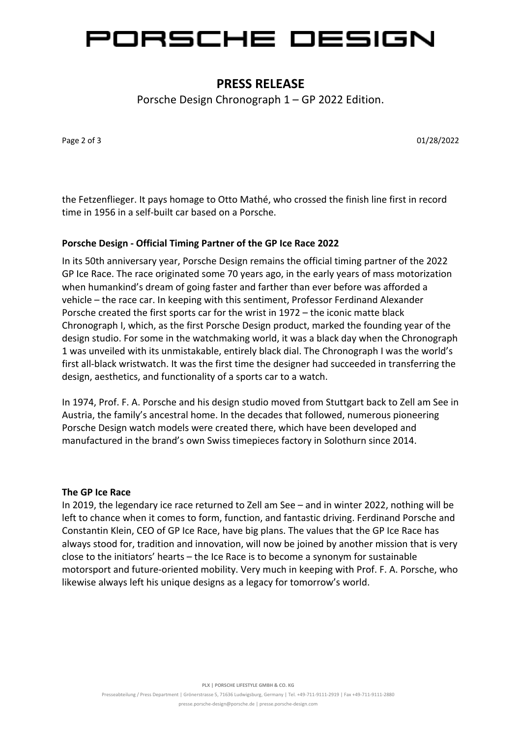the Fetzenflieger. It pays homage to Otto Mathé, who crossed the finish line first in record time in 1956 in a self-built car based on a Porsche.

### Porsche Design - Official Timing Partner of the GP Ice Race 2022

In its 50th anniversary year, Porsche Design remains the official timing partner of the 2022 GP Ice Race. The race originated some 70 years ago, in the early years of mass motorization when humankind's dream of going faster and farther than ever before was afforded a vehicle – the race car. In keeping with this sentiment, Professor Ferdinand Alexander Porsche created the first sports car for the wrist in 1972 – the iconic matte black Chronograph I, which, as the first Porsche Design product, marked the founding year of the design studio. For some in the watchmaking world, it was a black day when the Chronograph 1 was unveiled with its unmistakable, entirely black dial. The Chronograph I was the world's first all-black wristwatch. It was the first time the designer had succeeded in transferring the design, aesthetics, and functionality of a sports car to a watch.

In 1974, Prof. F. A. Porsche and his design studio moved from Stuttgart back to Zell am See in Austria, the family's ancestral home. In the decades that followed, numerous pioneering Porsche Design watch models were created there, which have been developed and manufactured in the brand's own Swiss timepieces factory in Solothurn since 2014.

### The GP Ice Race

In 2019, the legendary ice race returned to Zell am See – and in winter 2022, nothing will be left to chance when it comes to form, function, and fantastic driving. Ferdinand Porsche and Constantin Klein, CEO of GP Ice Race, have big plans. The values that the GP Ice Race has always stood for, tradition and innovation, will now be joined by another mission that is very close to the initiators' hearts – the Ice Race is to become a synonym for sustainable motorsport and future-oriented mobility. Very much in keeping with Prof. F. A. Porsche, who likewise always left his unique designs as a legacy for tomorrow's world.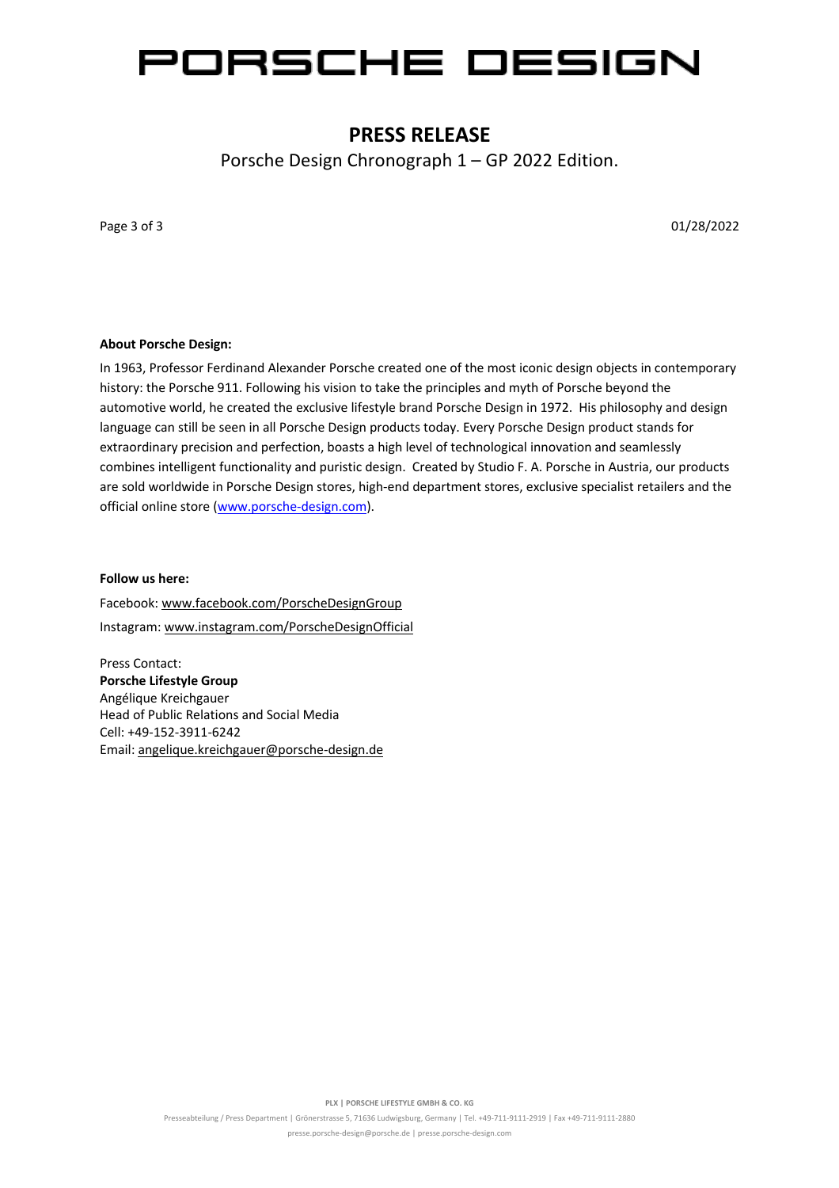## About Porsche Design:

In 1963, Professor Ferdinand Alexander Porsche created one of the most iconic design objects in contemporary history: the Porsche 911. Following his vision to take the principles and myth of Porsche beyond the automotive world, he created the exclusive lifestyle brand Porsche Design in 1972. His philosophy and design language can still be seen in all Porsche Design products today. Every Porsche Design product stands for extraordinary precision and perfection, boasts a high level of technological innovation and seamlessly combines intelligent functionality and puristic design. Created by Studio F. A. Porsche in Austria, our products are sold worldwide in Porsche Design stores, high-end department stores, exclusive specialist retailers and the official online store (www.porsche-design.com).

**Follow us here:**

Facebook: www.facebook.com/PorscheDesignGroup
Instagram: www.instagram.com/PorscheDesignOfficial

Press Contact:
**Porsche Lifestyle Group**
Angélique Kreichgauer
Head of Public Relations and Social Media
Cell: +49-152-3911-6242
Email: angelique.kreichgauer@porsche-design.de

**PLX | PORSCHE LIFESTYLE GMBH & CO. KG**
Presseabteilung / Press Department | Grönerstrasse 5, 71636 Ludwigsburg, Germany | Tel. +49-711-9111-2919 | Fax +49-711-9111-2880
presse.porsche-design@porsche.de | presse.porsche-design.com